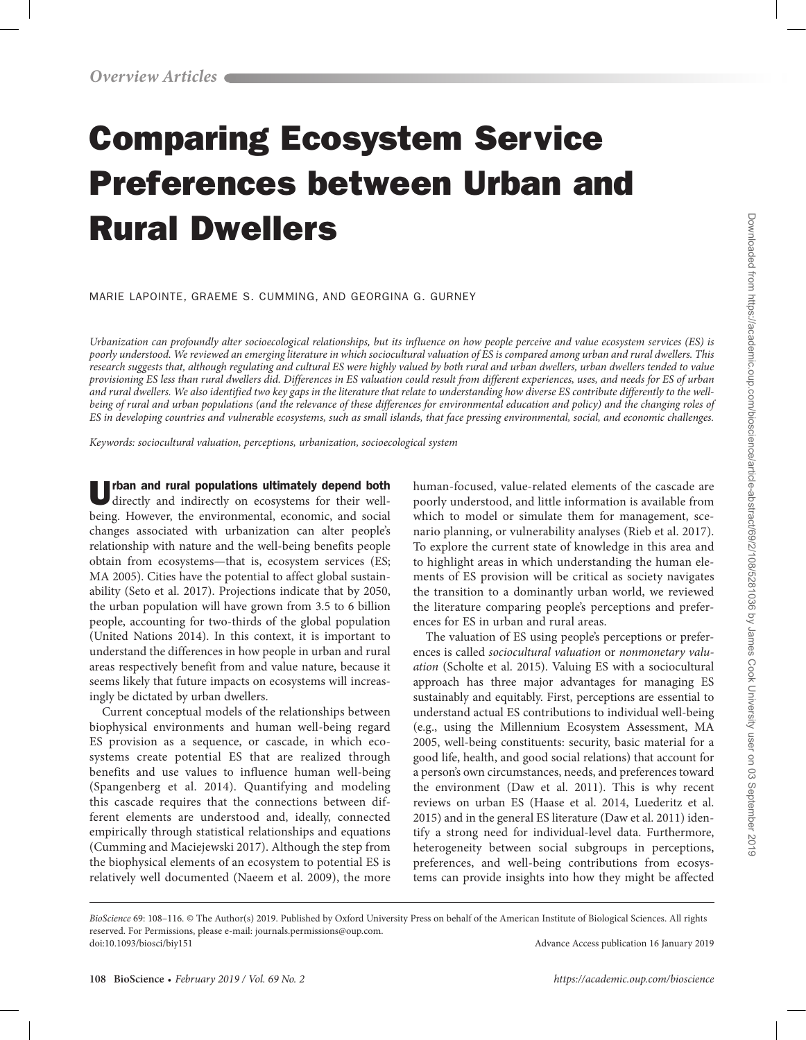*Overview Articles*

# Comparing Ecosystem Service Preferences between Urban and Rural Dwellers

MARIE LAPOINTE, GRAEME S. CUMMING, AND GEORGINA G. GURNEY

*Urbanization can profoundly alter socioecological relationships, but its influence on how people perceive and value ecosystem services (ES) is poorly understood. We reviewed an emerging literature in which sociocultural valuation of ES is compared among urban and rural dwellers. This research suggests that, although regulating and cultural ES were highly valued by both rural and urban dwellers, urban dwellers tended to value provisioning ES less than rural dwellers did. Differences in ES valuation could result from different experiences, uses, and needs for ES of urban and rural dwellers. We also identified two key gaps in the literature that relate to understanding how diverse ES contribute differently to the well-being of rural and urban populations (and the relevance of these differences for environmental education and policy) and the changing roles of ES in developing countries and vulnerable ecosystems, such as small islands, that face pressing environmental, social, and economic challenges.*

*Keywords: sociocultural valuation, perceptions, urbanization, socioecological system*

**Urban and rural populations ultimately depend both** directly and indirectly on ecosystems for their well-being. However, the environmental, economic, and social changes associated with urbanization can alter people's relationship with nature and the well-being benefits people obtain from ecosystems—that is, ecosystem services (ES; MA 2005). Cities have the potential to affect global sustainability (Seto et al. 2017). Projections indicate that by 2050, the urban population will have grown from 3.5 to 6 billion people, accounting for two-thirds of the global population (United Nations 2014). In this context, it is important to understand the differences in how people in urban and rural areas respectively benefit from and value nature, because it seems likely that future impacts on ecosystems will increasingly be dictated by urban dwellers.

Current conceptual models of the relationships between biophysical environments and human well-being regard ES provision as a sequence, or cascade, in which ecosystems create potential ES that are realized through benefits and use values to influence human well-being (Spangenberg et al. 2014). Quantifying and modeling this cascade requires that the connections between different elements are understood and, ideally, connected empirically through statistical relationships and equations (Cumming and Maciejewski 2017). Although the step from the biophysical elements of an ecosystem to potential ES is relatively well documented (Naeem et al. 2009), the more human-focused, value-related elements of the cascade are poorly understood, and little information is available from which to model or simulate them for management, scenario planning, or vulnerability analyses (Rieb et al. 2017). To explore the current state of knowledge in this area and to highlight areas in which understanding the human elements of ES provision will be critical as society navigates the transition to a dominantly urban world, we reviewed the literature comparing people's perceptions and preferences for ES in urban and rural areas.

The valuation of ES using people's perceptions or preferences is called *sociocultural valuation* or *nonmonetary valuation* (Scholte et al. 2015). Valuing ES with a sociocultural approach has three major advantages for managing ES sustainably and equitably. First, perceptions are essential to understand actual ES contributions to individual well-being (e.g., using the Millennium Ecosystem Assessment, MA 2005, well-being constituents: security, basic material for a good life, health, and good social relations) that account for a person's own circumstances, needs, and preferences toward the environment (Daw et al. 2011). This is why recent reviews on urban ES (Haase et al. 2014, Luederitz et al. 2015) and in the general ES literature (Daw et al. 2011) identify a strong need for individual-level data. Furthermore, heterogeneity between social subgroups in perceptions, preferences, and well-being contributions from ecosystems can provide insights into how they might be affected

*BioScience* 69: 108–116. © The Author(s) 2019. Published by Oxford University Press on behalf of the American Institute of Biological Sciences. All rights reserved. For Permissions, please e-mail: journals.permissions@oup.com.
doi:10.1093/biosci/biy151 Advance Access publication 16 January 2019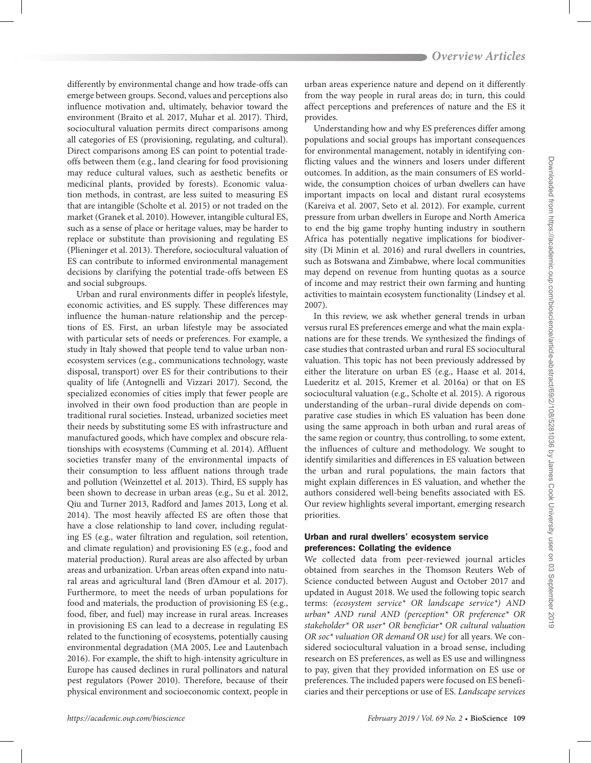differently by environmental change and how trade-offs can emerge between groups. Second, values and perceptions also influence motivation and, ultimately, behavior toward the environment (Braito et al. 2017, Muhar et al. 2017). Third, sociocultural valuation permits direct comparisons among all categories of ES (provisioning, regulating, and cultural). Direct comparisons among ES can point to potential trade-offs between them (e.g., land clearing for food provisioning may reduce cultural values, such as aesthetic benefits or medicinal plants, provided by forests). Economic valuation methods, in contrast, are less suited to measuring ES that are intangible (Scholte et al. 2015) or not traded on the market (Granek et al. 2010). However, intangible cultural ES, such as a sense of place or heritage values, may be harder to replace or substitute than provisioning and regulating ES (Plieninger et al. 2013). Therefore, sociocultural valuation of ES can contribute to informed environmental management decisions by clarifying the potential trade-offs between ES and social subgroups.

Urban and rural environments differ in people's lifestyle, economic activities, and ES supply. These differences may influence the human-nature relationship and the perceptions of ES. First, an urban lifestyle may be associated with particular sets of needs or preferences. For example, a study in Italy showed that people tend to value urban non-ecosystem services (e.g., communications technology, waste disposal, transport) over ES for their contributions to their quality of life (Antognelli and Vizzari 2017). Second, the specialized economies of cities imply that fewer people are involved in their own food production than are people in traditional rural societies. Instead, urbanized societies meet their needs by substituting some ES with infrastructure and manufactured goods, which have complex and obscure relationships with ecosystems (Cumming et al. 2014). Affluent societies transfer many of the environmental impacts of their consumption to less affluent nations through trade and pollution (Weinzettel et al. 2013). Third, ES supply has been shown to decrease in urban areas (e.g., Su et al. 2012, Qiu and Turner 2013, Radford and James 2013, Long et al. 2014). The most heavily affected ES are often those that have a close relationship to land cover, including regulating ES (e.g., water filtration and regulation, soil retention, and climate regulation) and provisioning ES (e.g., food and material production). Rural areas are also affected by urban areas and urbanization. Urban areas often expand into natural areas and agricultural land (Bren d'Amour et al. 2017). Furthermore, to meet the needs of urban populations for food and materials, the production of provisioning ES (e.g., food, fiber, and fuel) may increase in rural areas. Increases in provisioning ES can lead to a decrease in regulating ES related to the functioning of ecosystems, potentially causing environmental degradation (MA 2005, Lee and Lautenbach 2016). For example, the shift to high-intensity agriculture in Europe has caused declines in rural pollinators and natural pest regulators (Power 2010). Therefore, because of their physical environment and socioeconomic context, people in urban areas experience nature and depend on it differently from the way people in rural areas do; in turn, this could affect perceptions and preferences of nature and the ES it provides.

Understanding how and why ES preferences differ among populations and social groups has important consequences for environmental management, notably in identifying conflicting values and the winners and losers under different outcomes. In addition, as the main consumers of ES worldwide, the consumption choices of urban dwellers can have important impacts on local and distant rural ecosystems (Kareiva et al. 2007, Seto et al. 2012). For example, current pressure from urban dwellers in Europe and North America to end the big game trophy hunting industry in southern Africa has potentially negative implications for biodiversity (Di Minin et al. 2016) and rural dwellers in countries, such as Botswana and Zimbabwe, where local communities may depend on revenue from hunting quotas as a source of income and may restrict their own farming and hunting activities to maintain ecosystem functionality (Lindsey et al. 2007).

In this review, we ask whether general trends in urban versus rural ES preferences emerge and what the main explanations are for these trends. We synthesized the findings of case studies that contrasted urban and rural ES sociocultural valuation. This topic has not been previously addressed by either the literature on urban ES (e.g., Haase et al. 2014, Luederitz et al. 2015, Kremer et al. 2016a) or that on ES sociocultural valuation (e.g., Scholte et al. 2015). A rigorous understanding of the urban–rural divide depends on comparative case studies in which ES valuation has been done using the same approach in both urban and rural areas of the same region or country, thus controlling, to some extent, the influences of culture and methodology. We sought to identify similarities and differences in ES valuation between the urban and rural populations, the main factors that might explain differences in ES valuation, and whether the authors considered well-being benefits associated with ES. Our review highlights several important, emerging research priorities.

## Urban and rural dwellers' ecosystem service preferences: Collating the evidence

We collected data from peer-reviewed journal articles obtained from searches in the Thomson Reuters Web of Science conducted between August and October 2017 and updated in August 2018. We used the following topic search terms: *(ecosystem service* OR landscape service*) AND urban* AND rural AND (perception* OR preference* OR stakeholder* OR user* OR beneficiar* OR cultural valuation OR soc* valuation OR demand OR use)* for all years. We considered sociocultural valuation in a broad sense, including research on ES preferences, as well as ES use and willingness to pay, given that they provided information on ES use or preferences. The included papers were focused on ES beneficiaries and their perceptions or use of ES. *Landscape services*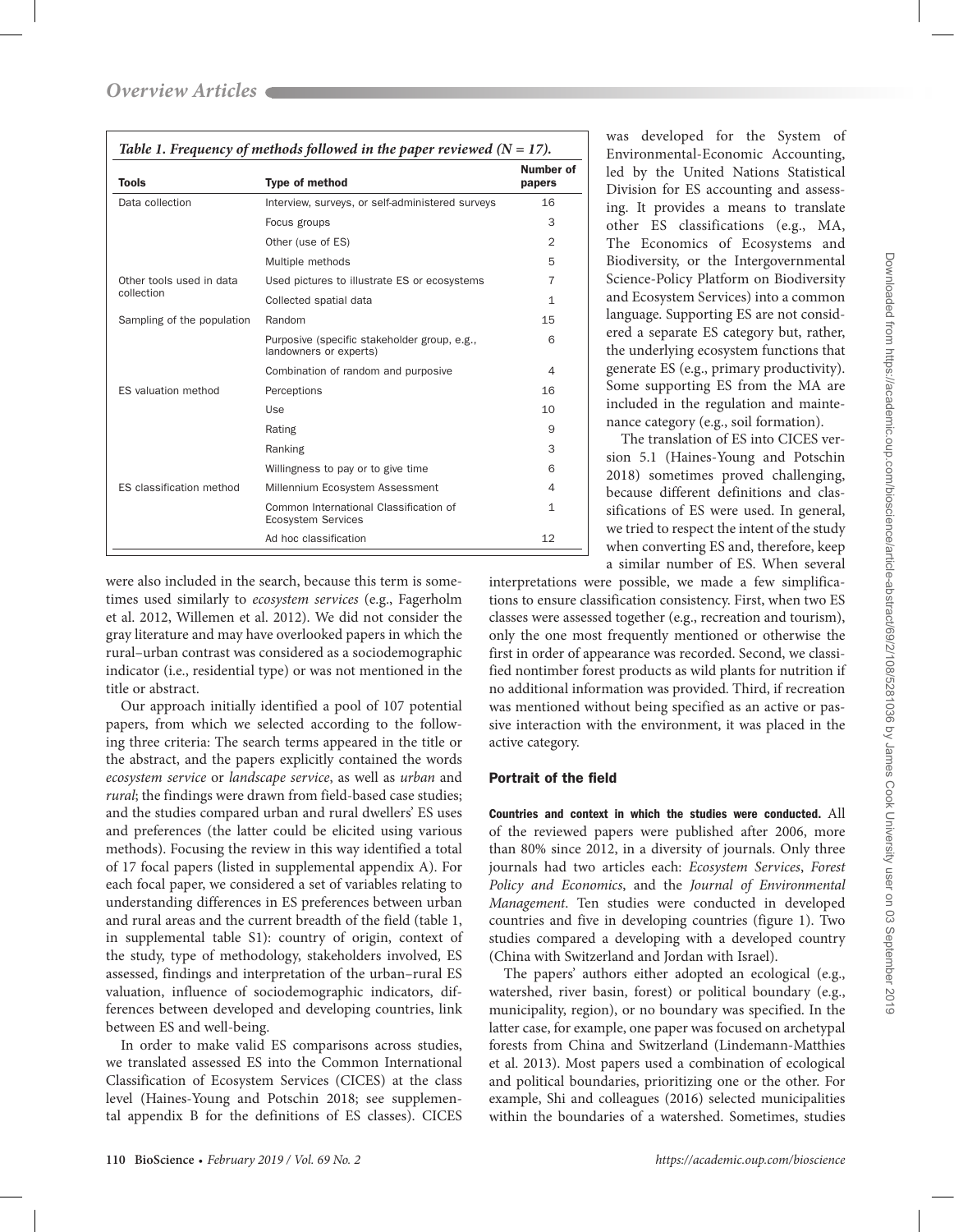*Table 1. Frequency of methods followed in the paper reviewed (N = 17).*

| Tools | Type of method | Number of papers |
|---|---|---|
| Data collection | Interview, surveys, or self-administered surveys | 16 |
| | Focus groups | 3 |
| | Other (use of ES) | 2 |
| | Multiple methods | 5 |
| Other tools used in data collection | Used pictures to illustrate ES or ecosystems | 7 |
| | Collected spatial data | 1 |
| Sampling of the population | Random | 15 |
| | Purposive (specific stakeholder group, e.g., landowners or experts) | 6 |
| | Combination of random and purposive | 4 |
| ES valuation method | Perceptions | 16 |
| | Use | 10 |
| | Rating | 9 |
| | Ranking | 3 |
| | Willingness to pay or to give time | 6 |
| ES classification method | Millennium Ecosystem Assessment | 4 |
| | Common International Classification of Ecosystem Services | 1 |
| | Ad hoc classification | 12 |

were also included in the search, because this term is sometimes used similarly to *ecosystem services* (e.g., Fagerholm et al. 2012, Willemen et al. 2012). We did not consider the gray literature and may have overlooked papers in which the rural–urban contrast was considered as a sociodemographic indicator (i.e., residential type) or was not mentioned in the title or abstract.

Our approach initially identified a pool of 107 potential papers, from which we selected according to the following three criteria: The search terms appeared in the title or the abstract, and the papers explicitly contained the words *ecosystem service* or *landscape service*, as well as *urban* and *rural*; the findings were drawn from field-based case studies; and the studies compared urban and rural dwellers' ES uses and preferences (the latter could be elicited using various methods). Focusing the review in this way identified a total of 17 focal papers (listed in supplemental appendix A). For each focal paper, we considered a set of variables relating to understanding differences in ES preferences between urban and rural areas and the current breadth of the field (table 1, in supplemental table S1): country of origin, context of the study, type of methodology, stakeholders involved, ES assessed, findings and interpretation of the urban–rural ES valuation, influence of sociodemographic indicators, differences between developed and developing countries, link between ES and well-being.

In order to make valid ES comparisons across studies, we translated assessed ES into the Common International Classification of Ecosystem Services (CICES) at the class level (Haines-Young and Potschin 2018; see supplemental appendix B for the definitions of ES classes). CICES was developed for the System of Environmental-Economic Accounting, led by the United Nations Statistical Division for ES accounting and assessing. It provides a means to translate other ES classifications (e.g., MA, The Economics of Ecosystems and Biodiversity, or the Intergovernmental Science-Policy Platform on Biodiversity and Ecosystem Services) into a common language. Supporting ES are not considered a separate ES category but, rather, the underlying ecosystem functions that generate ES (e.g., primary productivity). Some supporting ES from the MA are included in the regulation and maintenance category (e.g., soil formation).

The translation of ES into CICES version 5.1 (Haines-Young and Potschin 2018) sometimes proved challenging, because different definitions and classifications of ES were used. In general, we tried to respect the intent of the study when converting ES and, therefore, keep a similar number of ES. When several interpretations were possible, we made a few simplifications to ensure classification consistency. First, when two ES classes were assessed together (e.g., recreation and tourism), only the one most frequently mentioned or otherwise the first in order of appearance was recorded. Second, we classified nontimber forest products as wild plants for nutrition if no additional information was provided. Third, if recreation was mentioned without being specified as an active or passive interaction with the environment, it was placed in the active category.

## Portrait of the field

**Countries and context in which the studies were conducted.** All of the reviewed papers were published after 2006, more than 80% since 2012, in a diversity of journals. Only three journals had two articles each: *Ecosystem Services*, *Forest Policy and Economics*, and the *Journal of Environmental Management*. Ten studies were conducted in developed countries and five in developing countries (figure 1). Two studies compared a developing with a developed country (China with Switzerland and Jordan with Israel).

The papers' authors either adopted an ecological (e.g., watershed, river basin, forest) or political boundary (e.g., municipality, region), or no boundary was specified. In the latter case, for example, one paper was focused on archetypal forests from China and Switzerland (Lindemann-Matthies et al. 2013). Most papers used a combination of ecological and political boundaries, prioritizing one or the other. For example, Shi and colleagues (2016) selected municipalities within the boundaries of a watershed. Sometimes, studies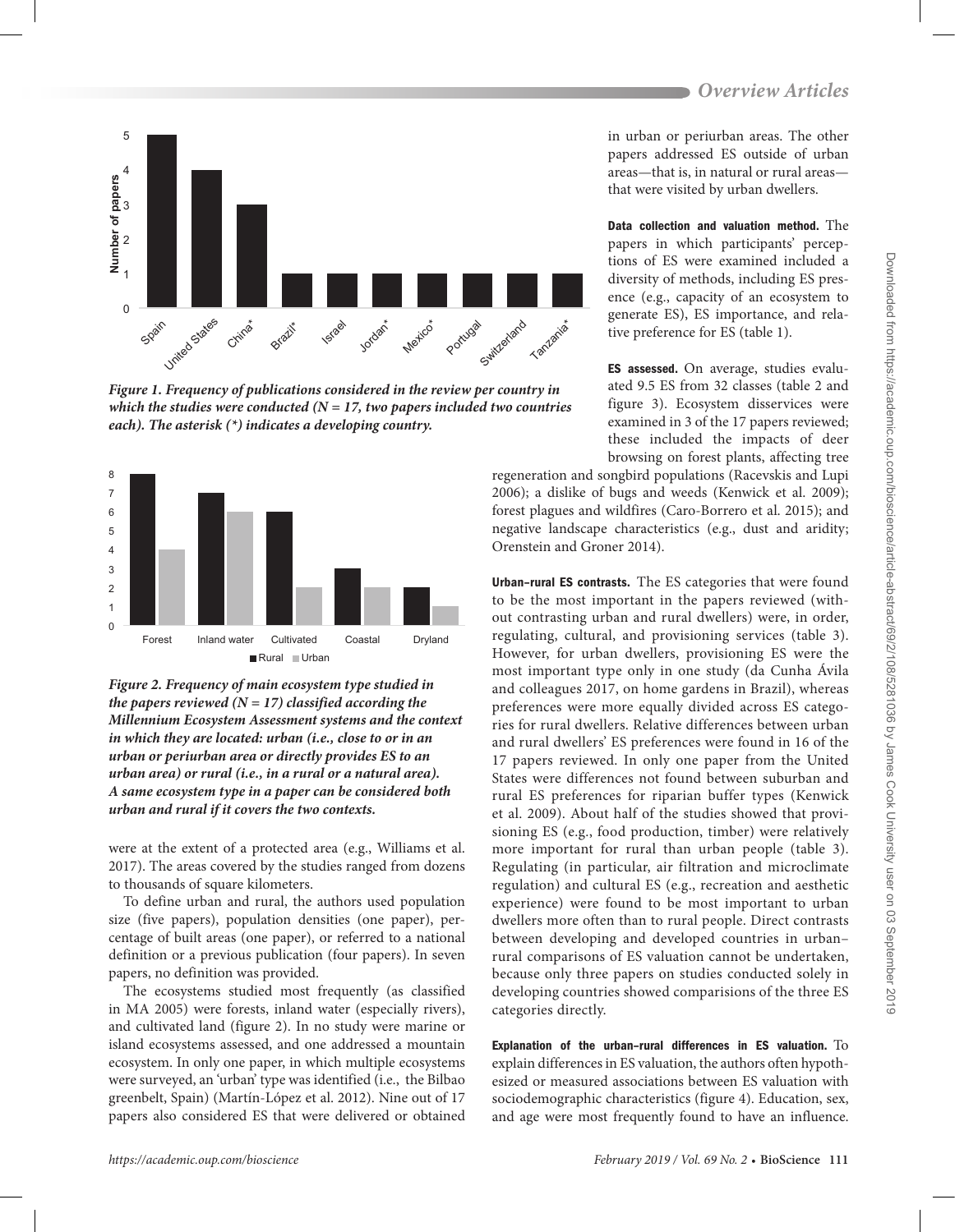Figure 1. Frequency of publications considered in the review per country in which the studies were conducted (N = 17, two papers included two countries each). The asterisk (*) indicates a developing country.

Figure 2. Frequency of main ecosystem type studied in the papers reviewed (N = 17) classified according the Millennium Ecosystem Assessment systems and the context in which they are located: urban (i.e., close to or in an urban or periurban area or directly provides ES to an urban area) or rural (i.e., in a rural or a natural area). A same ecosystem type in a paper can be considered both urban and rural if it covers the two contexts.

were at the extent of a protected area (e.g., Williams et al. 2017). The areas covered by the studies ranged from dozens to thousands of square kilometers.

To define urban and rural, the authors used population size (five papers), population densities (one paper), percentage of built areas (one paper), or referred to a national definition or a previous publication (four papers). In seven papers, no definition was provided.

The ecosystems studied most frequently (as classified in MA 2005) were forests, inland water (especially rivers), and cultivated land (figure 2). In no study were marine or island ecosystems assessed, and one addressed a mountain ecosystem. In only one paper, in which multiple ecosystems were surveyed, an 'urban' type was identified (i.e., the Bilbao greenbelt, Spain) (Martín-López et al. 2012). Nine out of 17 papers also considered ES that were delivered or obtained in urban or periurban areas. The other papers addressed ES outside of urban areas—that is, in natural or rural areas—that were visited by urban dwellers.

**Data collection and valuation method.** The papers in which participants' perceptions of ES were examined included a diversity of methods, including ES presence (e.g., capacity of an ecosystem to generate ES), ES importance, and relative preference for ES (table 1).

**ES assessed.** On average, studies evaluated 9.5 ES from 32 classes (table 2 and figure 3). Ecosystem disservices were examined in 3 of the 17 papers reviewed; these included the impacts of deer browsing on forest plants, affecting tree regeneration and songbird populations (Racevskis and Lupi 2006); a dislike of bugs and weeds (Kenwick et al. 2009); forest plagues and wildfires (Caro-Borrero et al. 2015); and negative landscape characteristics (e.g., dust and aridity; Orenstein and Groner 2014).

**Urban–rural ES contrasts.** The ES categories that were found to be the most important in the papers reviewed (without contrasting urban and rural dwellers) were, in order, regulating, cultural, and provisioning services (table 3). However, for urban dwellers, provisioning ES were the most important type only in one study (da Cunha Ávila and colleagues 2017, on home gardens in Brazil), whereas preferences were more equally divided across ES categories for rural dwellers. Relative differences between urban and rural dwellers' ES preferences were found in 16 of the 17 papers reviewed. In only one paper from the United States were differences not found between suburban and rural ES preferences for riparian buffer types (Kenwick et al. 2009). About half of the studies showed that provisioning ES (e.g., food production, timber) were relatively more important for rural than urban people (table 3). Regulating (in particular, air filtration and microclimate regulation) and cultural ES (e.g., recreation and aesthetic experience) were found to be most important to urban dwellers more often than to rural people. Direct contrasts between developing and developed countries in urban–rural comparisons of ES valuation cannot be undertaken, because only three papers on studies conducted solely in developing countries showed comparisions of the three ES categories directly.

**Explanation of the urban–rural differences in ES valuation.** To explain differences in ES valuation, the authors often hypothesized or measured associations between ES valuation with sociodemographic characteristics (figure 4). Education, sex, and age were most frequently found to have an influence.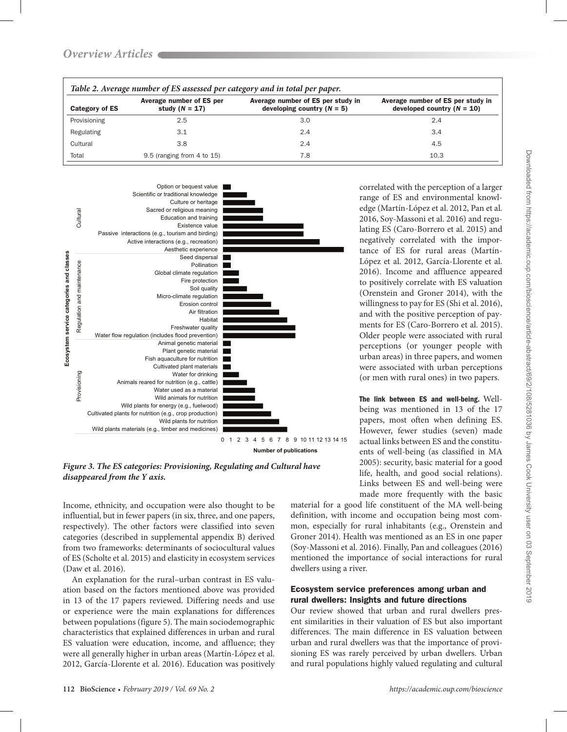*Table 2. Average number of ES assessed per category and in total per paper.*

| Category of ES | Average number of ES per study ($N = 17$) | Average number of ES per study in developing country ($N = 5$) | Average number of ES per study in developed country ($N = 10$) |
|---|---|---|---|
| Provisioning | 2.5 | 3.0 | 2.4 |
| Regulating | 3.1 | 2.4 | 3.4 |
| Cultural | 3.8 | 2.4 | 4.5 |
| Total | 9.5 (ranging from 4 to 15) | 7.8 | 10.3 |

*Figure 3. The ES categories: Provisioning, Regulating and Cultural have disappeared from the Y axis.*

Income, ethnicity, and occupation were also thought to be influential, but in fewer papers (in six, three, and one papers, respectively). The other factors were classified into seven categories (described in supplemental appendix B) derived from two frameworks: determinants of sociocultural values of ES (Scholte et al. 2015) and elasticity in ecosystem services (Daw et al. 2016).

An explanation for the rural–urban contrast in ES valuation based on the factors mentioned above was provided in 13 of the 17 papers reviewed. Differing needs and use or experience were the main explanations for differences between populations (figure 5). The main sociodemographic characteristics that explained differences in urban and rural ES valuation were education, income, and affluence; they were all generally higher in urban areas (Martín-López et al. 2012, García-Llorente et al. 2016). Education was positively correlated with the perception of a larger range of ES and environmental knowledge (Martín-López et al. 2012, Pan et al. 2016, Soy-Massoni et al. 2016) and regulating ES (Caro-Borrero et al. 2015) and negatively correlated with the importance of ES for rural areas (Martín-López et al. 2012, García-Llorente et al. 2016). Income and affluence appeared to positively correlate with ES valuation (Orenstein and Groner 2014), with the willingness to pay for ES (Shi et al. 2016), and with the positive perception of payments for ES (Caro-Borrero et al. 2015). Older people were associated with rural perceptions (or younger people with urban areas) in three papers, and women were associated with urban perceptions (or men with rural ones) in two papers.

**The link between ES and well-being.** Well-being was mentioned in 13 of the 17 papers, most often when defining ES. However, fewer studies (seven) made actual links between ES and the constituents of well-being (as classified in MA 2005): security, basic material for a good life, health, and good social relations). Links between ES and well-being were made more frequently with the basic material for a good life constituent of the MA well-being definition, with income and occupation being most common, especially for rural inhabitants (e.g., Orenstein and Groner 2014). Health was mentioned as an ES in one paper (Soy-Massoni et al. 2016). Finally, Pan and colleagues (2016) mentioned the importance of social interactions for rural dwellers using a river.

## Ecosystem service preferences among urban and rural dwellers: Insights and future directions

Our review showed that urban and rural dwellers present similarities in their valuation of ES but also important differences. The main difference in ES valuation between urban and rural dwellers was that the importance of provisioning ES was rarely perceived by urban dwellers. Urban and rural populations highly valued regulating and cultural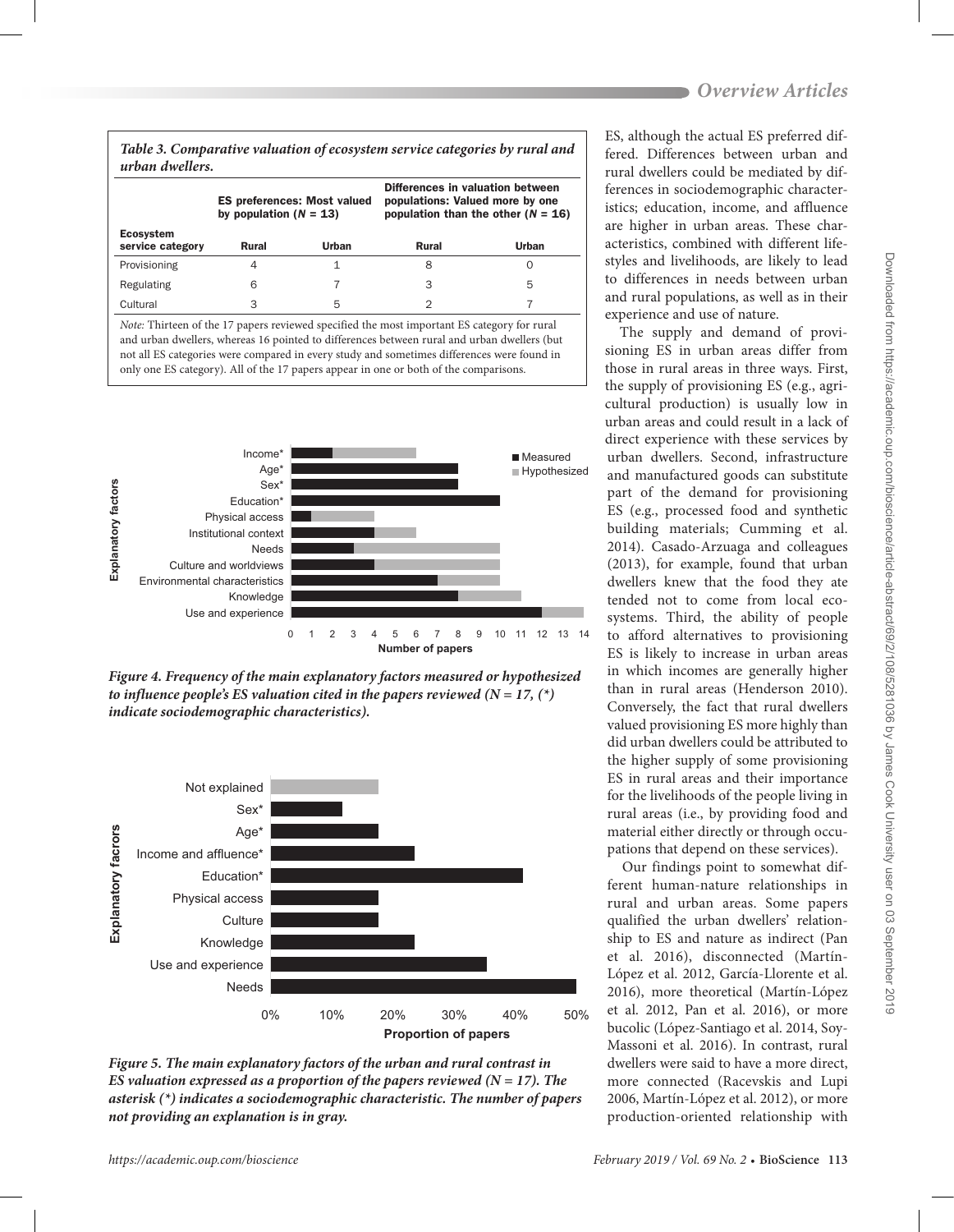*Table 3. Comparative valuation of ecosystem service categories by rural and urban dwellers.*

| Ecosystem service category | ES preferences: Most valued by population ($N$ = 13) | | Differences in valuation between populations: Valued more by one population than the other ($N$ = 16) | |
|---|---|---|---|---|
| | Rural | Urban | Rural | Urban |
| Provisioning | 4 | 1 | 8 | 0 |
| Regulating | 6 | 7 | 3 | 5 |
| Cultural | 3 | 5 | 2 | 7 |

*Note:* Thirteen of the 17 papers reviewed specified the most important ES category for rural and urban dwellers, whereas 16 pointed to differences between rural and urban dwellers (but not all ES categories were compared in every study and sometimes differences were found in only one ES category). All of the 17 papers appear in one or both of the comparisons.

*Figure 4. Frequency of the main explanatory factors measured or hypothesized to influence people's ES valuation cited in the papers reviewed (N = 17, (*) indicate sociodemographic characteristics).*

*Figure 5. The main explanatory factors of the urban and rural contrast in ES valuation expressed as a proportion of the papers reviewed (N = 17). The asterisk (*) indicates a sociodemographic characteristic. The number of papers not providing an explanation is in gray.*

ES, although the actual ES preferred differed. Differences between urban and rural dwellers could be mediated by differences in sociodemographic characteristics; education, income, and affluence are higher in urban areas. These characteristics, combined with different lifestyles and livelihoods, are likely to lead to differences in needs between urban and rural populations, as well as in their experience and use of nature.

The supply and demand of provisioning ES in urban areas differ from those in rural areas in three ways. First, the supply of provisioning ES (e.g., agricultural production) is usually low in urban areas and could result in a lack of direct experience with these services by urban dwellers. Second, infrastructure and manufactured goods can substitute part of the demand for provisioning ES (e.g., processed food and synthetic building materials; Cumming et al. 2014). Casado-Arzuaga and colleagues (2013), for example, found that urban dwellers knew that the food they ate tended not to come from local ecosystems. Third, the ability of people to afford alternatives to provisioning ES is likely to increase in urban areas in which incomes are generally higher than in rural areas (Henderson 2010). Conversely, the fact that rural dwellers valued provisioning ES more highly than did urban dwellers could be attributed to the higher supply of some provisioning ES in rural areas and their importance for the livelihoods of the people living in rural areas (i.e., by providing food and material either directly or through occupations that depend on these services).

Our findings point to somewhat different human-nature relationships in rural and urban areas. Some papers qualified the urban dwellers' relationship to ES and nature as indirect (Pan et al. 2016), disconnected (Martín-López et al. 2012, García-Llorente et al. 2016), more theoretical (Martín-López et al. 2012, Pan et al. 2016), or more bucolic (López-Santiago et al. 2014, Soy-Massoni et al. 2016). In contrast, rural dwellers were said to have a more direct, more connected (Racevskis and Lupi 2006, Martín-López et al. 2012), or more production-oriented relationship with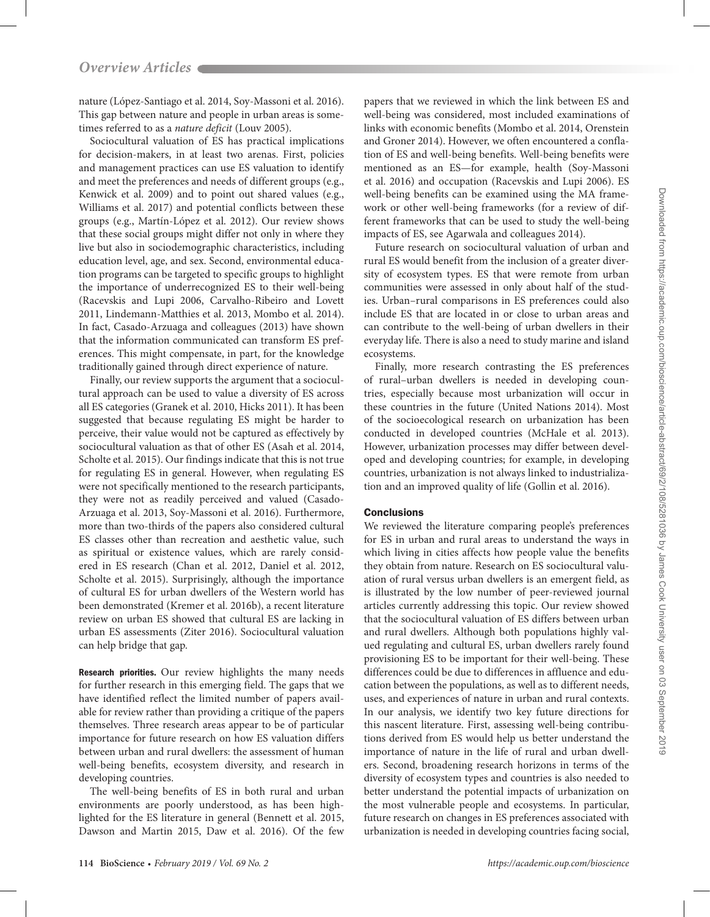nature (López-Santiago et al. 2014, Soy-Massoni et al. 2016). This gap between nature and people in urban areas is sometimes referred to as a *nature deficit* (Louv 2005).

Sociocultural valuation of ES has practical implications for decision-makers, in at least two arenas. First, policies and management practices can use ES valuation to identify and meet the preferences and needs of different groups (e.g., Kenwick et al. 2009) and to point out shared values (e.g., Williams et al. 2017) and potential conflicts between these groups (e.g., Martín-López et al. 2012). Our review shows that these social groups might differ not only in where they live but also in sociodemographic characteristics, including education level, age, and sex. Second, environmental education programs can be targeted to specific groups to highlight the importance of underrecognized ES to their well-being (Racevskis and Lupi 2006, Carvalho-Ribeiro and Lovett 2011, Lindemann-Matthies et al. 2013, Mombo et al. 2014). In fact, Casado-Arzuaga and colleagues (2013) have shown that the information communicated can transform ES preferences. This might compensate, in part, for the knowledge traditionally gained through direct experience of nature.

Finally, our review supports the argument that a sociocultural approach can be used to value a diversity of ES across all ES categories (Granek et al. 2010, Hicks 2011). It has been suggested that because regulating ES might be harder to perceive, their value would not be captured as effectively by sociocultural valuation as that of other ES (Asah et al. 2014, Scholte et al. 2015). Our findings indicate that this is not true for regulating ES in general. However, when regulating ES were not specifically mentioned to the research participants, they were not as readily perceived and valued (Casado-Arzuaga et al. 2013, Soy-Massoni et al. 2016). Furthermore, more than two-thirds of the papers also considered cultural ES classes other than recreation and aesthetic value, such as spiritual or existence values, which are rarely considered in ES research (Chan et al. 2012, Daniel et al. 2012, Scholte et al. 2015). Surprisingly, although the importance of cultural ES for urban dwellers of the Western world has been demonstrated (Kremer et al. 2016b), a recent literature review on urban ES showed that cultural ES are lacking in urban ES assessments (Ziter 2016). Sociocultural valuation can help bridge that gap.

**Research priorities.** Our review highlights the many needs for further research in this emerging field. The gaps that we have identified reflect the limited number of papers available for review rather than providing a critique of the papers themselves. Three research areas appear to be of particular importance for future research on how ES valuation differs between urban and rural dwellers: the assessment of human well-being benefits, ecosystem diversity, and research in developing countries.

The well-being benefits of ES in both rural and urban environments are poorly understood, as has been highlighted for the ES literature in general (Bennett et al. 2015, Dawson and Martin 2015, Daw et al. 2016). Of the few papers that we reviewed in which the link between ES and well-being was considered, most included examinations of links with economic benefits (Mombo et al. 2014, Orenstein and Groner 2014). However, we often encountered a conflation of ES and well-being benefits. Well-being benefits were mentioned as an ES—for example, health (Soy-Massoni et al. 2016) and occupation (Racevskis and Lupi 2006). ES well-being benefits can be examined using the MA framework or other well-being frameworks (for a review of different frameworks that can be used to study the well-being impacts of ES, see Agarwala and colleagues 2014).

Future research on sociocultural valuation of urban and rural ES would benefit from the inclusion of a greater diversity of ecosystem types. ES that were remote from urban communities were assessed in only about half of the studies. Urban–rural comparisons in ES preferences could also include ES that are located in or close to urban areas and can contribute to the well-being of urban dwellers in their everyday life. There is also a need to study marine and island ecosystems.

Finally, more research contrasting the ES preferences of rural–urban dwellers is needed in developing countries, especially because most urbanization will occur in these countries in the future (United Nations 2014). Most of the socioecological research on urbanization has been conducted in developed countries (McHale et al. 2013). However, urbanization processes may differ between developed and developing countries; for example, in developing countries, urbanization is not always linked to industrialization and an improved quality of life (Gollin et al. 2016).

## Conclusions

We reviewed the literature comparing people's preferences for ES in urban and rural areas to understand the ways in which living in cities affects how people value the benefits they obtain from nature. Research on ES sociocultural valuation of rural versus urban dwellers is an emergent field, as is illustrated by the low number of peer-reviewed journal articles currently addressing this topic. Our review showed that the sociocultural valuation of ES differs between urban and rural dwellers. Although both populations highly valued regulating and cultural ES, urban dwellers rarely found provisioning ES to be important for their well-being. These differences could be due to differences in affluence and education between the populations, as well as to different needs, uses, and experiences of nature in urban and rural contexts. In our analysis, we identify two key future directions for this nascent literature. First, assessing well-being contributions derived from ES would help us better understand the importance of nature in the life of rural and urban dwellers. Second, broadening research horizons in terms of the diversity of ecosystem types and countries is also needed to better understand the potential impacts of urbanization on the most vulnerable people and ecosystems. In particular, future research on changes in ES preferences associated with urbanization is needed in developing countries facing social,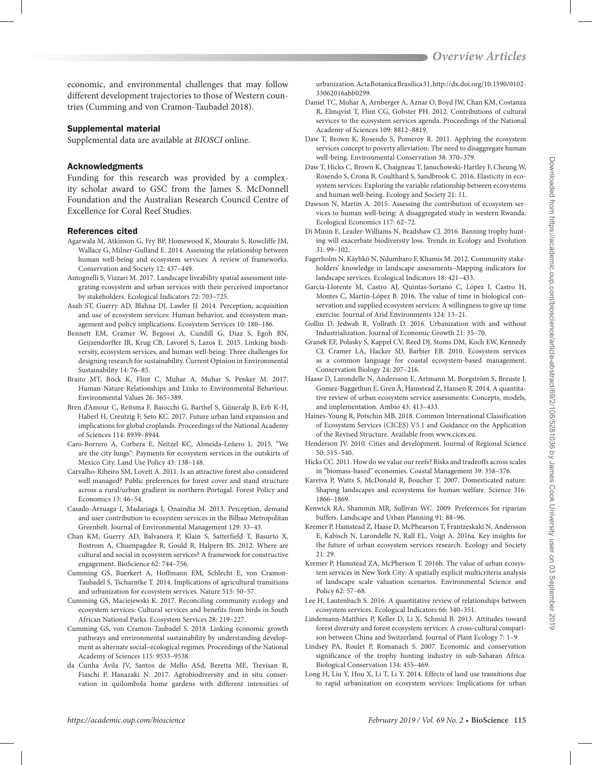economic, and environmental challenges that may follow different development trajectories to those of Western countries (Cumming and von Cramon-Taubadel 2018).

### Supplemental material

Supplemental data are available at *BIOSCI* online.

### Acknowledgments

Funding for this research was provided by a complexity scholar award to GSC from the James S. McDonnell Foundation and the Australian Research Council Centre of Excellence for Coral Reef Studies.

### References cited

Agarwala M, Atkinson G, Fry BP, Homewood K, Mourato S, Rowcliffe JM, Wallace G, Milner-Gulland E. 2014. Assessing the relationship between human well-being and ecosystem services: A review of frameworks. Conservation and Society 12: 437–449.

Antognelli S, Vizzari M. 2017. Landscape liveability spatial assessment integrating ecosystem and urban services with their perceived importance by stakeholders. Ecological Indicators 72: 703–725.

Asah ST, Guerry AD, Blahna DJ, Lawler JJ. 2014. Perception, acquisition and use of ecosystem services: Human behavior, and ecosystem management and policy implications. Ecosystem Services 10: 180–186.

Bennett EM, Cramer W, Begossi A, Cundill G, Díaz S, Egoh BN, Geijzendorffer IR, Krug CB, Lavorel S, Lazos E. 2015. Linking biodiversity, ecosystem services, and human well-being: Three challenges for designing research for sustainability. Current Opinion in Environmental Sustainability 14: 76–85.

Braito MT, Böck K, Flint C, Muhar A, Muhar S, Penker M. 2017. Human-Nature Relationships and Links to Environmental Behaviour. Environmental Values 26: 365–389.

Bren d'Amour C, Reitsma F, Baiocchi G, Barthel S, Güneralp B, Erb K-H, Haberl H, Creutzig F, Seto KC. 2017. Future urban land expansion and implications for global croplands. Proceedings of the National Academy of Sciences 114: 8939–8944.

Caro-Borrero A, Corbera E, Neitzel KC, Almeida-Leñero L. 2015. "We are the city lungs": Payments for ecosystem services in the outskirts of Mexico City. Land Use Policy 43: 138–148.

Carvalho-Ribeiro SM, Lovett A. 2011. Is an attractive forest also considered well managed? Public preferences for forest cover and stand structure across a rural/urban gradient in northern Portugal. Forest Policy and Economics 13: 46–54.

Casado-Arzuaga I, Madariaga I, Onaindia M. 2013. Perception, demand and user contribution to ecosystem services in the Bilbao Metropolitan Greenbelt. Journal of Environmental Management 129: 33–43.

Chan KM, Guerry AD, Balvanera P, Klain S, Satterfield T, Basurto X, Bostrom A, Chuenpagdee R, Gould R, Halpern BS. 2012. Where are cultural and social in ecosystem services? A framework for constructive engagement. BioScience 62: 744–756.

Cumming GS, Buerkert A, Hoffmann EM, Schlecht E, von Cramon-Taubadel S, Tscharntke T. 2014. Implications of agricultural transitions and urbanization for ecosystem services. Nature 515: 50–57.

Cumming GS, Maciejewski K. 2017. Reconciling community ecology and ecosystem services: Cultural services and benefits from birds in South African National Parks. Ecosystem Services 28: 219–227.

Cumming GS, von Cramon-Taubadel S. 2018. Linking economic growth pathways and environmental sustainability by understanding development as alternate social–ecological regimes. Proceedings of the National Academy of Sciences 115: 9533–9538.

da Cunha Ávila JV, Santos de Mello ASd, Beretta ME, Trevisan R, Fiaschi P, Hanazaki N. 2017. Agrobiodiversity and in situ conservation in quilombola home gardens with different intensities of urbanization. Acta Botanica Brasilica 31, http://dx.doi.org/10.1590/0102-33062016abb0299.

Daniel TC, Muhar A, Arnberger A, Aznar O, Boyd JW, Chan KM, Costanza R, Elmqvist T, Flint CG, Gobster PH. 2012. Contributions of cultural services to the ecosystem services agenda. Proceedings of the National Academy of Sciences 109: 8812–8819.

Daw T, Brown K, Rosendo S, Pomeroy R. 2011. Applying the ecosystem services concept to poverty alleviation: The need to disaggregate human well-being. Environmental Conservation 38: 370–379.

Daw T, Hicks C, Brown K, Chaigneau T, Januchowski-Hartley F, Cheung W, Rosendo S, Crona B, Coulthard S, Sandbrook C. 2016. Elasticity in ecosystem services: Exploring the variable relationship between ecosystems and human well-being. Ecology and Society 21: 11.

Dawson N, Martin A. 2015. Assessing the contribution of ecosystem services to human well-being: A disaggregated study in western Rwanda. Ecological Economics 117: 62–72.

Di Minin E, Leader-Williams N, Bradshaw CJ. 2016. Banning trophy hunting will exacerbate biodiversity loss. Trends in Ecology and Evolution 31: 99–102.

Fagerholm N, Käyhkö N, Ndumbaro F, Khamis M. 2012. Community stakeholders' knowledge in landscape assessments–Mapping indicators for landscape services. Ecological Indicators 18: 421–433.

García-Llorente M, Castro AJ, Quintas-Soriano C, López I, Castro H, Montes C, Martín-López B. 2016. The value of time in biological conservation and supplied ecosystem services: A willingness to give up time exercise. Journal of Arid Environments 124: 13–21.

Gollin D, Jedwab R, Vollrath D. 2016. Urbanization with and without Industrialization. Journal of Economic Growth 21: 35–70.

Granek EF, Polasky S, Kappel CV, Reed DJ, Stoms DM, Koch EW, Kennedy CJ, Cramer LA, Hacker SD, Barbier EB. 2010. Ecosystem services as a common language for coastal ecosystem-based management. Conservation Biology 24: 207–216.

Haase D, Larondelle N, Andersson E, Artmann M, Borgström S, Breuste J, Gomez-Baggethun E, Gren Å, Hamstead Z, Hansen R. 2014. A quantitative review of urban ecosystem service assessments: Concepts, models, and implementation. Ambio 43: 413–433.

Haines-Young R, Potschin MB. 2018. Common International Classification of Ecosystem Services (CICES) V5.1 and Guidance on the Application of the Revised Structure. Available from www.cices.eu.

Henderson JV. 2010. Cities and development. Journal of Regional Science 50: 515–540.

Hicks CC. 2011. How do we value our reefs? Risks and tradeoffs across scales in "biomass-based" economies. Coastal Management 39: 358–376.

Kareiva P, Watts S, McDonald R, Boucher T. 2007. Domesticated nature: Shaping landscapes and ecosystems for human welfare. Science 316: 1866–1869.

Kenwick RA, Shammin MR, Sullivan WC. 2009. Preferences for riparian buffers. Landscape and Urban Planning 91: 88–96.

Kremer P, Hamstead Z, Haase D, McPhearson T, Frantzeskaki N, Andersson E, Kabisch N, Larondelle N, Rall EL, Voigt A. 2016a. Key insights for the future of urban ecosystem services research. Ecology and Society 21: 29.

Kremer P, Hamstead ZA, McPherson T. 2016b. The value of urban ecosystem services in New York City: A spatially explicit multicriteria analysis of landscape scale valuation scenarios. Environmental Science and Policy 62: 57–68.

Lee H, Lautenbach S. 2016. A quantitative review of relationships between ecosystem services. Ecological Indicators 66: 340–351.

Lindemann-Matthies P, Keller D, Li X, Schmid B. 2013. Attitudes toward forest diversity and forest ecosystem services: A cross-cultural comparison between China and Switzerland. Journal of Plant Ecology 7: 1–9.

Lindsey PA, Roulet P, Romanach S. 2007. Economic and conservation significance of the trophy hunting industry in sub-Saharan Africa. Biological Conservation 134: 455–469.

Long H, Liu Y, Hou X, Li T, Li Y. 2014. Effects of land use transitions due to rapid urbanization on ecosystem services: Implications for urban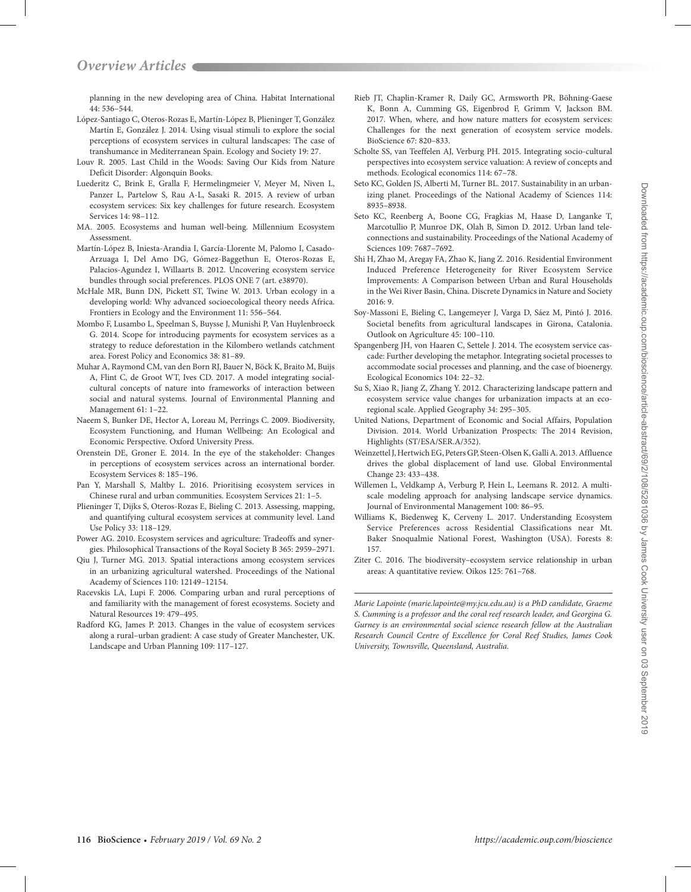planning in the new developing area of China. Habitat International 44: 536–544.

López-Santiago C, Oteros-Rozas E, Martín-López B, Plieninger T, González Martín E, González J. 2014. Using visual stimuli to explore the social perceptions of ecosystem services in cultural landscapes: The case of transhumance in Mediterranean Spain. Ecology and Society 19: 27.

Louv R. 2005. Last Child in the Woods: Saving Our Kids from Nature Deficit Disorder: Algonquin Books.

Luederitz C, Brink E, Gralla F, Hermelingmeier V, Meyer M, Niven L, Panzer L, Partelow S, Rau A-L, Sasaki R. 2015. A review of urban ecosystem services: Six key challenges for future research. Ecosystem Services 14: 98–112.

MA. 2005. Ecosystems and human well-being. Millennium Ecosystem Assessment.

Martín-López B, Iniesta-Arandia I, García-Llorente M, Palomo I, Casado-Arzuaga I, Del Amo DG, Gómez-Baggethun E, Oteros-Rozas E, Palacios-Agundez I, Willaarts B. 2012. Uncovering ecosystem service bundles through social preferences. PLOS ONE 7 (art. e38970).

McHale MR, Bunn DN, Pickett ST, Twine W. 2013. Urban ecology in a developing world: Why advanced socioecological theory needs Africa. Frontiers in Ecology and the Environment 11: 556–564.

Mombo F, Lusambo L, Speelman S, Buysse J, Munishi P, Van Huylenbroeck G. 2014. Scope for introducing payments for ecosystem services as a strategy to reduce deforestation in the Kilombero wetlands catchment area. Forest Policy and Economics 38: 81–89.

Muhar A, Raymond CM, van den Born RJ, Bauer N, Böck K, Braito M, Buijs A, Flint C, de Groot WT, Ives CD. 2017. A model integrating social-cultural concepts of nature into frameworks of interaction between social and natural systems. Journal of Environmental Planning and Management 61: 1–22.

Naeem S, Bunker DE, Hector A, Loreau M, Perrings C. 2009. Biodiversity, Ecosystem Functioning, and Human Wellbeing: An Ecological and Economic Perspective. Oxford University Press.

Orenstein DE, Groner E. 2014. In the eye of the stakeholder: Changes in perceptions of ecosystem services across an international border. Ecosystem Services 8: 185–196.

Pan Y, Marshall S, Maltby L. 2016. Prioritising ecosystem services in Chinese rural and urban communities. Ecosystem Services 21: 1–5.

Plieninger T, Dijks S, Oteros-Rozas E, Bieling C. 2013. Assessing, mapping, and quantifying cultural ecosystem services at community level. Land Use Policy 33: 118–129.

Power AG. 2010. Ecosystem services and agriculture: Tradeoffs and synergies. Philosophical Transactions of the Royal Society B 365: 2959–2971.

Qiu J, Turner MG. 2013. Spatial interactions among ecosystem services in an urbanizing agricultural watershed. Proceedings of the National Academy of Sciences 110: 12149–12154.

Racevskis LA, Lupi F. 2006. Comparing urban and rural perceptions of and familiarity with the management of forest ecosystems. Society and Natural Resources 19: 479–495.

Radford KG, James P. 2013. Changes in the value of ecosystem services along a rural–urban gradient: A case study of Greater Manchester, UK. Landscape and Urban Planning 109: 117–127.

Rieb JT, Chaplin-Kramer R, Daily GC, Armsworth PR, Böhning-Gaese K, Bonn A, Cumming GS, Eigenbrod F, Grimm V, Jackson BM. 2017. When, where, and how nature matters for ecosystem services: Challenges for the next generation of ecosystem service models. BioScience 67: 820–833.

Scholte SS, van Teeffelen AJ, Verburg PH. 2015. Integrating socio-cultural perspectives into ecosystem service valuation: A review of concepts and methods. Ecological economics 114: 67–78.

Seto KC, Golden JS, Alberti M, Turner BL. 2017. Sustainability in an urbanizing planet. Proceedings of the National Academy of Sciences 114: 8935–8938.

Seto KC, Reenberg A, Boone CG, Fragkias M, Haase D, Langanke T, Marcotullio P, Munroe DK, Olah B, Simon D. 2012. Urban land teleconnections and sustainability. Proceedings of the National Academy of Sciences 109: 7687–7692.

Shi H, Zhao M, Aregay FA, Zhao K, Jiang Z. 2016. Residential Environment Induced Preference Heterogeneity for River Ecosystem Service Improvements: A Comparison between Urban and Rural Households in the Wei River Basin, China. Discrete Dynamics in Nature and Society 2016: 9.

Soy-Massoni E, Bieling C, Langemeyer J, Varga D, Sáez M, Pintó J. 2016. Societal benefits from agricultural landscapes in Girona, Catalonia. Outlook on Agriculture 45: 100–110.

Spangenberg JH, von Haaren C, Settele J. 2014. The ecosystem service cascade: Further developing the metaphor. Integrating societal processes to accommodate social processes and planning, and the case of bioenergy. Ecological Economics 104: 22–32.

Su S, Xiao R, Jiang Z, Zhang Y. 2012. Characterizing landscape pattern and ecosystem service value changes for urbanization impacts at an eco-regional scale. Applied Geography 34: 295–305.

United Nations, Department of Economic and Social Affairs, Population Division. 2014. World Urbanization Prospects: The 2014 Revision, Highlights (ST/ESA/SER.A/352).

Weinzettel J, Hertwich EG, Peters GP, Steen-Olsen K, Galli A. 2013. Affluence drives the global displacement of land use. Global Environmental Change 23: 433–438.

Willemen L, Veldkamp A, Verburg P, Hein L, Leemans R. 2012. A multi-scale modeling approach for analysing landscape service dynamics. Journal of Environmental Management 100: 86–95.

Williams K, Biedenweg K, Cerveny L. 2017. Understanding Ecosystem Service Preferences across Residential Classifications near Mt. Baker Snoqualmie National Forest, Washington (USA). Forests 8: 157.

Ziter C. 2016. The biodiversity–ecosystem service relationship in urban areas: A quantitative review. Oikos 125: 761–768.

---

*Marie Lapointe (marie.lapointe@my.jcu.edu.au) is a PhD candidate, Graeme S. Cumming is a professor and the coral reef research leader, and Georgina G. Gurney is an environmental social science research fellow at the Australian Research Council Centre of Excellence for Coral Reef Studies, James Cook University, Townsville, Queensland, Australia.*